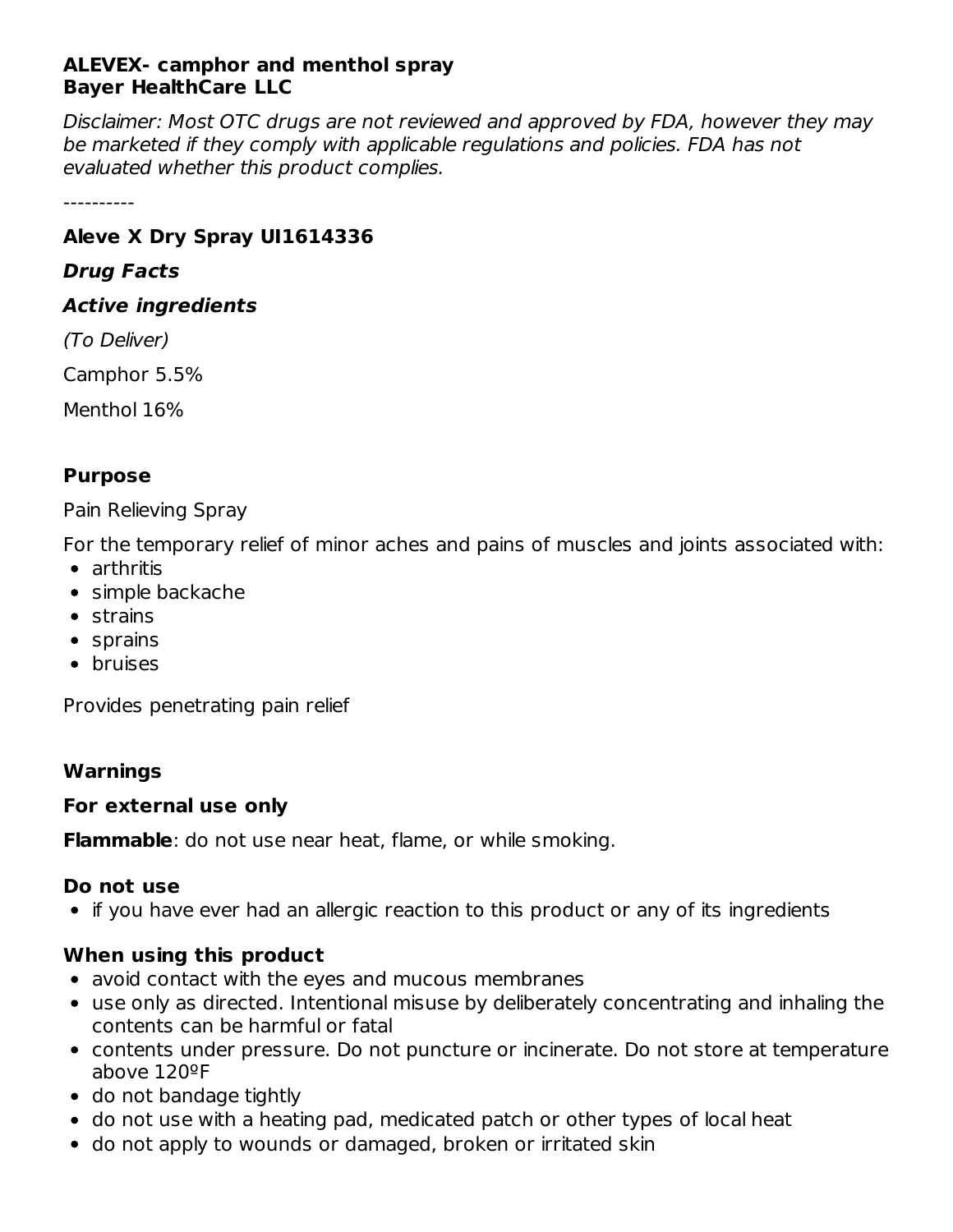**ALEVEX- camphor and menthol spray**
**Bayer HealthCare LLC**

*Disclaimer: Most OTC drugs are not reviewed and approved by FDA, however they may be marketed if they comply with applicable regulations and policies. FDA has not evaluated whether this product complies.*

----------

### Aleve X Dry Spray UI1614336

### *Drug Facts*

### *Active ingredients*

*(To Deliver)*

Camphor 5.5%

Menthol 16%

### Purpose

Pain Relieving Spray

For the temporary relief of minor aches and pains of muscles and joints associated with:

- arthritis
- simple backache
- strains
- sprains
- bruises

Provides penetrating pain relief

### Warnings

**For external use only**

**Flammable**: do not use near heat, flame, or while smoking.

**Do not use**

- if you have ever had an allergic reaction to this product or any of its ingredients

**When using this product**

- avoid contact with the eyes and mucous membranes
- use only as directed. Intentional misuse by deliberately concentrating and inhaling the contents can be harmful or fatal
- contents under pressure. Do not puncture or incinerate. Do not store at temperature above 120ºF
- do not bandage tightly
- do not use with a heating pad, medicated patch or other types of local heat
- do not apply to wounds or damaged, broken or irritated skin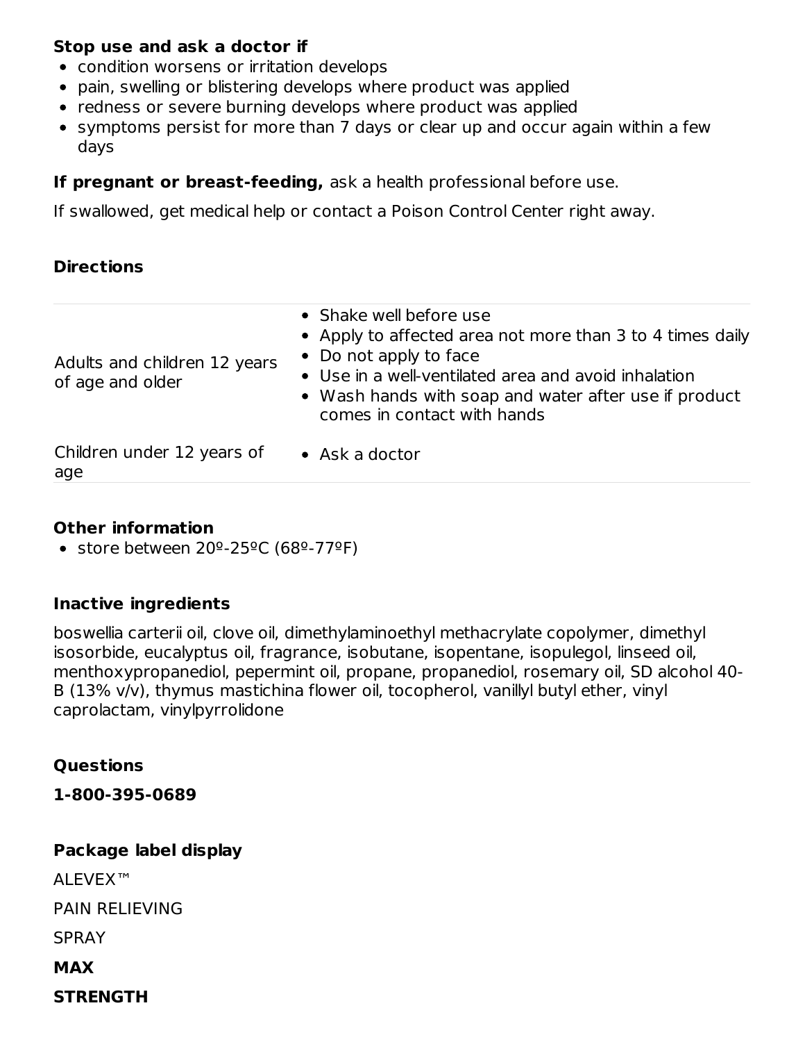**Stop use and ask a doctor if**

- condition worsens or irritation develops
- pain, swelling or blistering develops where product was applied
- redness or severe burning develops where product was applied
- symptoms persist for more than 7 days or clear up and occur again within a few days

**If pregnant or breast-feeding,** ask a health professional before use.

If swallowed, get medical help or contact a Poison Control Center right away.

### Directions

| | |
|---|---|
| Adults and children 12 years of age and older | • Shake well before use<br>• Apply to affected area not more than 3 to 4 times daily<br>• Do not apply to face<br>• Use in a well-ventilated area and avoid inhalation<br>• Wash hands with soap and water after use if product comes in contact with hands |
| Children under 12 years of age | • Ask a doctor |

### Other information

- store between 20º-25ºC (68º-77ºF)

### Inactive ingredients

boswellia carterii oil, clove oil, dimethylaminoethyl methacrylate copolymer, dimethyl isosorbide, eucalyptus oil, fragrance, isobutane, isopentane, isopulegol, linseed oil, menthoxypropanediol, pepermint oil, propane, propanediol, rosemary oil, SD alcohol 40-B (13% v/v), thymus mastichina flower oil, tocopherol, vanillyl butyl ether, vinyl caprolactam, vinylpyrrolidone

### Questions

**1-800-395-0689**

### Package label display

ALEVEX™

PAIN RELIEVING

SPRAY

**MAX**

**STRENGTH**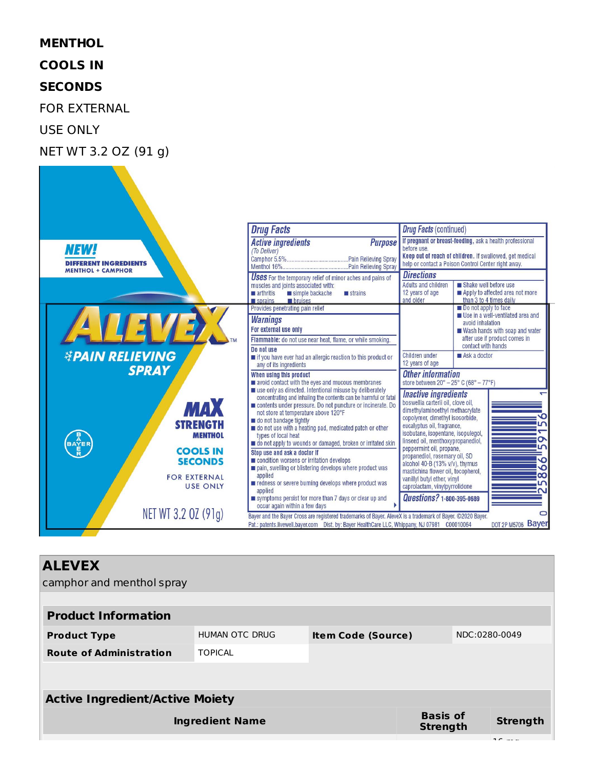**MENTHOL**

**COOLS IN**

**SECONDS**

FOR EXTERNAL

USE ONLY

NET WT 3.2 OZ (91 g)

NEW!
DIFFERENT INGREDIENTS
MENTHOL + CAMPHOR

ALEVEX™
PAIN RELIEVING SPRAY

MAX STRENGTH MENTHOL

COOLS IN SECONDS

FOR EXTERNAL USE ONLY

NET WT 3.2 OZ (91g)

## Drug Facts

| Active ingredients (To Deliver) | Purpose |
| --- | --- |
| Camphor 5.5% | Pain Relieving Spray |
| Menthol 16% | Pain Relieving Spray |

**Uses** For the temporary relief of minor aches and pains of muscles and joints associated with:
- arthritis
- simple backache
- strains
- sprains
- bruises

Provides penetrating pain relief

**Warnings**

**For external use only**

**Flammable:** do not use near heat, flame, or while smoking.

**Do not use**
- if you have ever had an allergic reaction to this product or any of its ingredients

**When using this product**
- avoid contact with the eyes and mucous membranes
- use only as directed. Intentional misuse by deliberately concentrating and inhaling the contents can be harmful or fatal
- contents under pressure. Do not puncture or incinerate. Do not store at temperature above 120°F
- do not bandage tightly
- do not use with a heating pad, medicated patch or other types of local heat
- do not apply to wounds or damaged, broken or irritated skin

**Stop use and ask a doctor if**
- condition worsens or irritation develops
- pain, swelling or blistering develops where product was applied
- redness or severe burning develops where product was applied
- symptoms persist for more than 7 days or clear up and occur again within a few days

## Drug Facts (continued)

**If pregnant or breast-feeding,** ask a health professional before use.

**Keep out of reach of children.** If swallowed, get medical help or contact a Poison Control Center right away.

**Directions**

| | |
| --- | --- |
| Adults and children 12 years of age and older | - Shake well before use<br>- Apply to affected area not more than 3 to 4 times daily<br>- Do not apply to face<br>- Use in a well-ventilated area and avoid inhalation<br>- Wash hands with soap and water after use if product comes in contact with hands |
| Children under 12 years of age | - Ask a doctor |

**Other information**

store between 20° – 25° C (68° – 77°F)

**Inactive ingredients**

boswellia carterii oil, clove oil, dimethylaminoethyl methacrylate copolymer, dimethyl isosorbide, eucalyptus oil, fragrance, isobutane, isopentane, isopulegol, linseed oil, menthoxypropanediol, peppermint oil, propane, propanediol, rosemary oil, SD alcohol 40-B (13% v/v), thymus mastichina flower oil, tocopherol, vanillyl butyl ether, vinyl caprolactam, vinylpyrrolidone

**Questions?** 1-800-395-0689

Bayer and the Bayer Cross are registered trademarks of Bayer. AleveX is a trademark of Bayer. ©2020 Bayer. Pat.: patents.livewell.bayer.com Dist. by: Bayer HealthCare LLC, Whippany, NJ 07981 C00010064

DOT 2P M5706 Bayer

1 25866 59156 0

# ALEVEX

camphor and menthol spray

| Product Information | | | |
| --- | --- | --- | --- |
| **Product Type** | HUMAN OTC DRUG | **Item Code (Source)** | NDC:0280-0049 |
| **Route of Administration** | TOPICAL | | |

| Active Ingredient/Active Moiety | | |
| --- | --- | --- |
| **Ingredient Name** | **Basis of Strength** | **Strength** |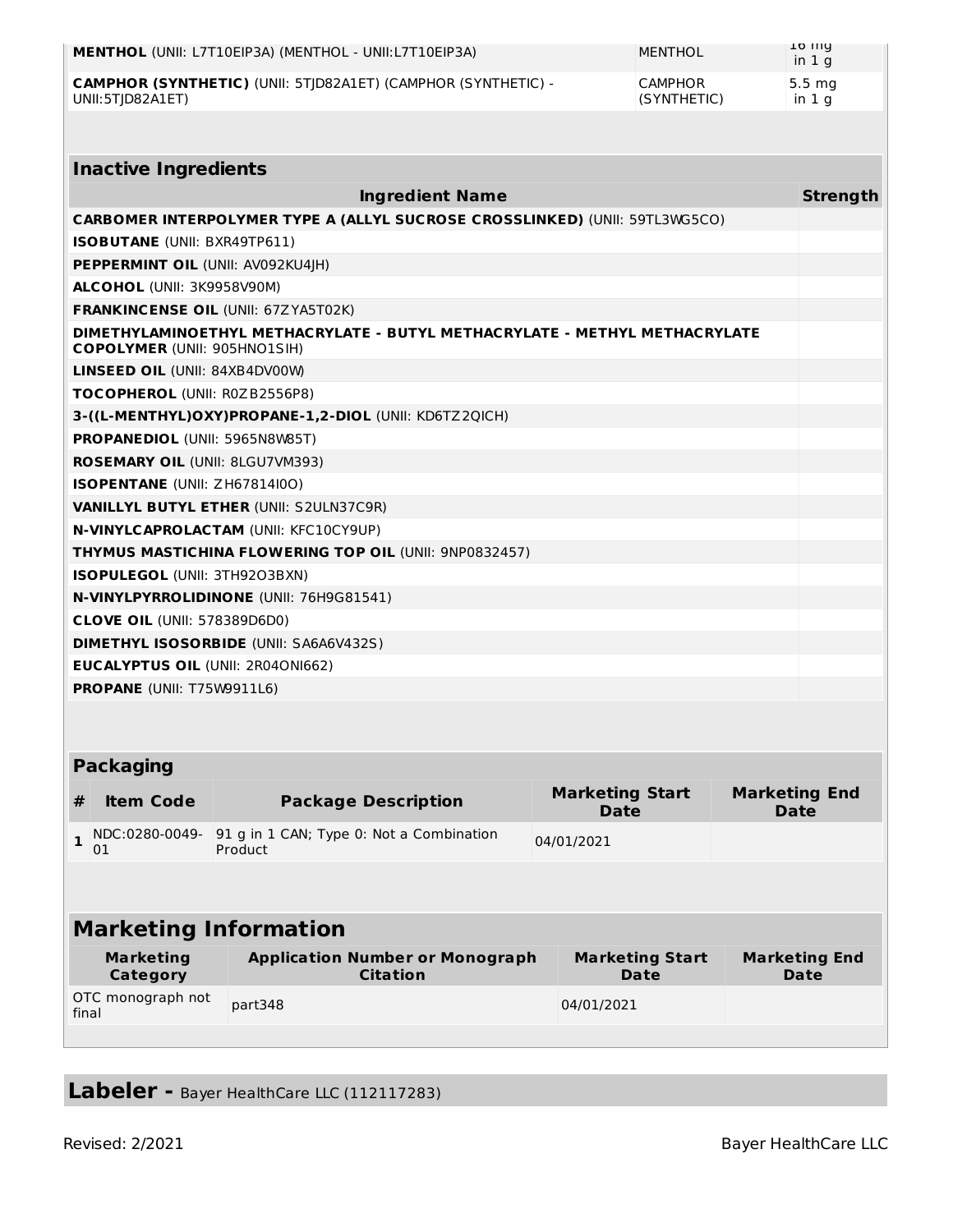| | | |
|---|---|---|
| **MENTHOL** (UNII: L7T10EIP3A) (MENTHOL - UNII:L7T10EIP3A) | MENTHOL | 16 mg in 1 g |
| **CAMPHOR (SYNTHETIC)** (UNII: 5TJD82A1ET) (CAMPHOR (SYNTHETIC) - UNII:5TJD82A1ET) | CAMPHOR (SYNTHETIC) | 5.5 mg in 1 g |

## Inactive Ingredients

| Ingredient Name | Strength |
|---|---|
| **CARBOMER INTERPOLYMER TYPE A (ALLYL SUCROSE CROSSLINKED)** (UNII: 59TL3WG5CO) | |
| **ISOBUTANE** (UNII: BXR49TP611) | |
| **PEPPERMINT OIL** (UNII: AV092KU4JH) | |
| **ALCOHOL** (UNII: 3K9958V90M) | |
| **FRANKINCENSE OIL** (UNII: 67ZYA5T02K) | |
| **DIMETHYLAMINOETHYL METHACRYLATE - BUTYL METHACRYLATE - METHYL METHACRYLATE COPOLYMER** (UNII: 905HNO1SIH) | |
| **LINSEED OIL** (UNII: 84XB4DV00W) | |
| **TOCOPHEROL** (UNII: R0ZB2556P8) | |
| **3-((L-MENTHYL)OXY)PROPANE-1,2-DIOL** (UNII: KD6TZ2QICH) | |
| **PROPANEDIOL** (UNII: 5965N8W85T) | |
| **ROSEMARY OIL** (UNII: 8LGU7VM393) | |
| **ISOPENTANE** (UNII: ZH67814I0O) | |
| **VANILLYL BUTYL ETHER** (UNII: S2ULN37C9R) | |
| **N-VINYLCAPROLACTAM** (UNII: KFC10CY9UP) | |
| **THYMUS MASTICHINA FLOWERING TOP OIL** (UNII: 9NP0832457) | |
| **ISOPULEGOL** (UNII: 3TH92O3BXN) | |
| **N-VINYLPYRROLIDINONE** (UNII: 76H9G81541) | |
| **CLOVE OIL** (UNII: 578389D6D0) | |
| **DIMETHYL ISOSORBIDE** (UNII: SA6A6V432S) | |
| **EUCALYPTUS OIL** (UNII: 2R04ONI662) | |
| **PROPANE** (UNII: T75W9911L6) | |

## Packaging

| # | Item Code | Package Description | Marketing Start Date | Marketing End Date |
|---|---|---|---|---|
| 1 | NDC:0280-0049-01 | 91 g in 1 CAN; Type 0: Not a Combination Product | 04/01/2021 | |

## Marketing Information

| Marketing Category | Application Number or Monograph Citation | Marketing Start Date | Marketing End Date |
|---|---|---|---|
| OTC monograph not final | part348 | 04/01/2021 | |

## Labeler - Bayer HealthCare LLC (112117283)

Revised: 2/2021 Bayer HealthCare LLC